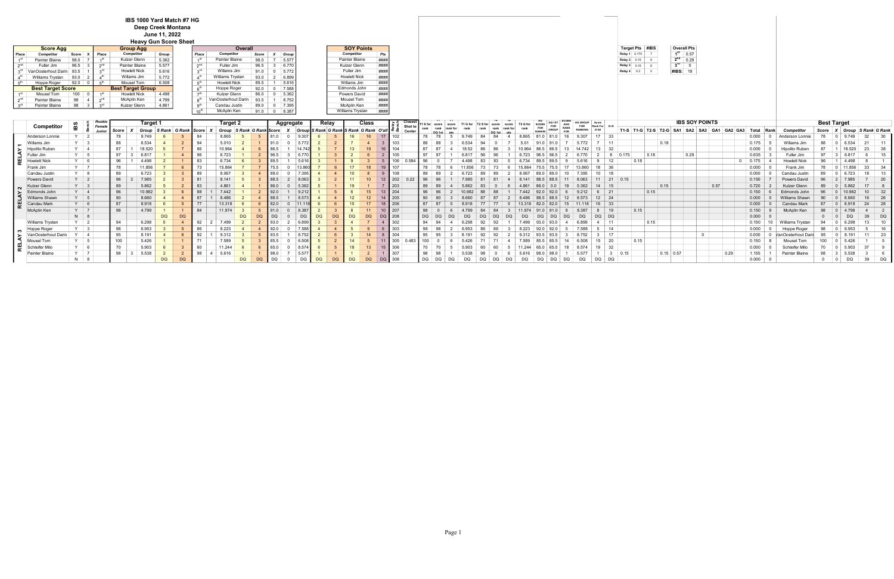# IBS 1000 Yard Match #7 HG

## Deep Creek Montana

## June 11, 2022

## Heavy Gun Score Sheet

### Score Agg

| Place | Competitor | Score | X |
|---|---|---|---|
| 1st | Painter Blaine | 98.0 | 7 |
| 2nd | Fuller Jim | 96.5 | 3 |
| 3rd | VanOosterhout Darin | 93.5 | 1 |
| 4th | Williams Trystan | 93.0 | 2 |
| 5th | Hoppe Roger | 92.0 | 0 |

### Best Target Score

| Place | Competitor | Score | X |
|---|---|---|---|
| 1st | Mousel Tom | 100 | 0 |
| 2nd | Painter Blaine | 98 | 4 |
| 3rd | Painter Blaine | 98 | 3 |

### Group Agg

| Place | Competitor | Group |
|---|---|---|
| 1st | Kulzer Glenn | 5.362 |
| 2nd | Painter Blaine | 5.577 |
| 3rd | Howlett Nick | 5.616 |
| 4th | Williams Jim | 5.772 |
| 5th | Mousel Tom | 6.508 |

### Best Target Group

| Place | Competitor | Group |
|---|---|---|
| 1st | Howlett Nick | 4.498 |
| 2nd | McAplin Ken | 4.799 |
| 3rd | Kulzer Glenn | 4.861 |

### Overall

| Place | Competitor | Score | X | Group |
|---|---|---|---|---|
| 1st | Painter Blaine | 98.0 | 7 | 5.577 |
| 2nd | Fuller Jim | 96.5 | 3 | 6.770 |
| 3rd | Williams Jim | 91.0 | 0 | 5.772 |
| 4th | Williams Trystan | 93.0 | 2 | 6.899 |
| 5th | Howlett Nick | 89.5 | 1 | 5.616 |
| 6th | Hoppe Roger | 92.0 | 0 | 7.588 |
| 7th | Kulzer Glenn | 86.0 | 0 | 5.362 |
| 8th | VanOosterhout Darin | 93.5 | 1 | 8.752 |
| 9th | Candau Justin | 89.0 | 0 | 7.395 |
| 10th | McAplin Ken | 91.0 | 0 | 8.387 |

### SOY Points

| Competitor | Pts |
|---|---|
| Painter Blaine | #### |
| Kulzer Glenn | #### |
| Fuller Jim | #### |
| Howlett Nick | #### |
| Williams Jim | #### |
| Powers David | #### |
| Edmonds John | #### |
| Mousel Tom | #### |
| McAplin Ken | #### |
| Williams Trystan | #### |

### Target Pts

| | Target Pts | #IBS |
|---|---|---|
| Relay 1 | 0.175 | 7 |
| Relay 2 | 0.15 | 6 |
| Relay 3 | 0.15 | 6 |
| Relay 4 | 0.3 | 0 |

### Overall Pts

| | |
|---|---|
| 1st | 0.57 |
| 2nd | 0.29 |
| 3rd | 0 |
| #IBS: | 19 |

### Results

| Relay | Competitor | IBS | Bench | Rookie Female Junior | T1 Score | T1 X | T1 Group | T1 S Rank | T1 G Rank | T2 Score | T2 X | T2 Group | T2 S Rank | T2 G Rank | Agg Score | Agg X | Agg Group | Relay S Rank | Relay G Rank | Class S Rank | Class G Rank | O'all | Relay Bench | Closest Shot to Center |
|---|---|---|---|---|---|---|---|---|---|---|---|---|---|---|---|---|---|---|---|---|---|---|---|---|
| RELAY 1 | Anderson Lonnie | Y | 2 | | 78 | | 9.749 | 6 | 5 | 84 | | 8.865 | 5 | 5 | 81.0 | 0 | 9.307 | 6 | 5 | 16 | 16 | 17 | 102 | |
| | Williams Jim | Y | 3 | | 88 | | 6.534 | 4 | 2 | 94 | | 5.010 | 2 | 1 | 91.0 | 0 | 5.772 | 2 | 2 | 7 | 4 | 3 | 103 | |
| | Hipolito Ruben | Y | 4 | | 87 | 1 | 18.520 | 5 | 7 | 86 | | 10.964 | 4 | 6 | 86.5 | 1 | 14.742 | 5 | 7 | 13 | 19 | 16 | 104 | |
| | Fuller Jim | Y | 5 | | 97 | 3 | 6.817 | 1 | 4 | 96 | | 6.723 | 1 | 2 | 96.5 | 3 | 6.770 | 1 | 3 | 2 | 6 | 2 | 105 | |
| | Howlett Nick | Y | 6 | | 96 | 1 | 4.498 | 2 | 1 | 83 | | 6.734 | 6 | 3 | 89.5 | 1 | 5.616 | 3 | 1 | 9 | 3 | 5 | 106 | 0.584 |
| | Frank Jim | Y | 7 | | 78 | | 11.856 | 7 | 6 | 73 | | 15.864 | 7 | 7 | 75.5 | 0 | 13.860 | 7 | 6 | 17 | 18 | 19 | 107 | |
| | Candau Justin | Y | 8 | | 89 | | 6.723 | 3 | 3 | 89 | | 8.067 | 3 | 4 | 89.0 | 0 | 7.395 | 4 | 4 | 10 | 8 | 9 | 108 | |
| RELAY 2 | Powers David | Y | 2 | | 96 | 2 | 7.985 | 2 | 3 | 81 | | 8.141 | 5 | 3 | 88.5 | 2 | 8.063 | 3 | 2 | 11 | 10 | 12 | 202 | 0.22 |
| | Kulzer Glenn | Y | 3 | | 89 | | 5.862 | 5 | 2 | 83 | | 4.861 | 4 | 1 | 86.0 | 0 | 5.362 | 5 | 1 | 19 | 1 | 7 | 203 | |
| | Edmonds John | Y | 4 | | 96 | | 10.982 | 3 | 6 | 88 | 1 | 7.442 | 1 | 2 | 92.0 | 1 | 9.212 | 1 | 5 | 6 | 15 | 13 | 204 | |
| | Williams Shawn | Y | 5 | | 90 | | 8.660 | 4 | 4 | 87 | 1 | 8.486 | 2 | 4 | 88.5 | 1 | 8.573 | 4 | 4 | 12 | 12 | 14 | 205 | |
| | Candau Mark | Y | 6 | | 87 | | 8.918 | 6 | 5 | 77 | | 13.318 | 6 | 6 | 82.0 | 0 | 11.118 | 6 | 6 | 15 | 17 | 18 | 206 | |
| | McAplin Ken | Y | 7 | | 98 | | 4.799 | 1 | 1 | 84 | | 11.974 | 3 | 5 | 91.0 | 0 | 8.387 | 2 | 3 | 8 | 11 | 10 | 207 | |
| | | N | 8 | | | | | DQ | DQ | | | | DQ | DQ | DQ | 0 | DQ | DQ | DQ | DQ | DQ | DQ | 208 | |
| RELAY 3 | Williams Trystan | Y | 2 | | 94 | | 6.298 | 5 | 4 | 92 | 2 | 7.499 | 2 | 2 | 93.0 | 2 | 6.899 | 3 | 3 | 4 | 7 | 4 | 302 | |
| | Hoppe Roger | Y | 3 | | 98 | | 6.953 | 3 | 5 | 86 | | 8.223 | 4 | 4 | 92.0 | 0 | 7.588 | 4 | 4 | 5 | 9 | 6 | 303 | |
| | VanOosterhout Darin | Y | 4 | | 95 | | 8.191 | 4 | 6 | 92 | 1 | 9.312 | 3 | 5 | 93.5 | 1 | 8.752 | 2 | 6 | 3 | 14 | 8 | 304 | |
| | Mousel Tom | Y | 5 | | 100 | | 5.426 | 1 | 1 | 71 | | 7.589 | 5 | 3 | 85.5 | 0 | 6.508 | 5 | 2 | 14 | 5 | 11 | 305 | 0.483 |
| | Schleifer Milo | Y | 6 | | 70 | | 5.903 | 6 | 3 | 60 | | 11.244 | 6 | 6 | 65.0 | 0 | 8.574 | 6 | 5 | 18 | 13 | 15 | 306 | |
| | Painter Blaine | Y | 7 | | 98 | 3 | 5.538 | 2 | 2 | 98 | 4 | 5.616 | 1 | 1 | 98.0 | 7 | 5.577 | 1 | 1 | 1 | 2 | 1 | 307 | |
| | | N | 8 | | | | | DQ | DQ | | | | DQ | DQ | DQ | 0 | DQ | DQ | DQ | DQ | DQ | DQ | 308 | |

### Ranking Calculations

| Competitor | T1 S for rank | T1 score rank DQ 1st | T1 score rank for pts | T1 G for rank | T2 S for rank | T2 score rank DQ 1st | T2 score rank for pts | T2 G for rank | HG SCORE FOR RANKIN | DQ 1ST FOR GROUP | SCORE AGG RANK FOR | HG GROUP FOR RANKING | Score Rank for O'all | O+S |
|---|---|---|---|---|---|---|---|---|---|---|---|---|---|---|
| Anderson Lonnie | 78 | 78 | 5 | 9.749 | 84 | 84 | 4 | 8.865 | 81.0 | 81.0 | 16 | 9.307 | 17 | 33 |
| Williams Jim | 88 | 88 | 3 | 6.534 | 94 | 0 | 7 | 5.01 | 91.0 | 91.0 | 7 | 5.772 | 7 | 11 |
| Hipolito Ruben | 87 | 87 | 4 | 18.52 | 86 | 86 | 3 | 10.964 | 86.5 | 86.5 | 13 | 14.742 | 13 | 32 |
| Fuller Jim | 97 | 97 | 1 | 6.817 | 96 | 96 | 1 | 6.723 | 96.5 | 96.5 | 2 | 6.770 | 2 | 8 |
| Howlett Nick | 96 | 0 | 7 | 4.498 | 83 | 83 | 5 | 6.734 | 89.5 | 89.5 | 9 | 5.616 | 9 | 12 |
| Frank Jim | 78 | 78 | 6 | 11.856 | 73 | 73 | 6 | 15.864 | 75.5 | 75.5 | 17 | 13.860 | 18 | 36 |
| Candau Justin | 89 | 89 | 2 | 6.723 | 89 | 89 | 2 | 8.067 | 89.0 | 89.0 | 10 | 7.395 | 10 | 18 |
| Powers David | 96 | 96 | 1 | 7.985 | 81 | 81 | 4 | 8.141 | 88.5 | 88.5 | 11 | 8.063 | 11 | 21 |
| Kulzer Glenn | 89 | 89 | 4 | 5.862 | 83 | 0 | 6 | 4.861 | 86.0 | 0.0 | 19 | 5.362 | 14 | 15 |
| Edmonds John | 96 | 96 | 2 | 10.982 | 88 | 88 | 1 | 7.442 | 92.0 | 92.0 | 6 | 9.212 | 6 | 21 |
| Williams Shawn | 90 | 90 | 3 | 8.660 | 87 | 87 | 2 | 8.486 | 88.5 | 88.5 | 12 | 8.573 | 12 | 24 |
| Candau Mark | 87 | 87 | 5 | 8.918 | 77 | 77 | 5 | 13.318 | 82.0 | 82.0 | 15 | 11.118 | 16 | 33 |
| McAplin Ken | 98 | 0 | 6 | 4.799 | 84 | 84 | 3 | 11.974 | 91.0 | 91.0 | 8 | 8.387 | 8 | 19 |
| | DQ | DQ | DQ | DQ | DQ | DQ | DQ | DQ | DQ | DQ | DQ | DQ | DQ | DQ |
| Williams Trystan | 94 | 94 | 4 | 6.298 | 92 | 92 | 1 | 7.499 | 93.0 | 93.0 | 4 | 6.899 | 4 | 11 |
| Hoppe Roger | 98 | 98 | 2 | 6.953 | 86 | 86 | 3 | 8.223 | 92.0 | 92.0 | 5 | 7.588 | 5 | 14 |
| VanOosterhout Darin | 95 | 95 | 3 | 8.191 | 92 | 92 | 2 | 9.312 | 93.5 | 93.5 | 3 | 8.752 | 3 | 17 |
| Mousel Tom | 100 | 0 | 6 | 5.426 | 71 | 71 | 4 | 7.589 | 85.5 | 85.5 | 14 | 6.508 | 15 | 20 |
| Schleifer Milo | 70 | 70 | 5 | 5.903 | 60 | 60 | 5 | 11.244 | 65.0 | 65.0 | 18 | 8.574 | 19 | 32 |
| Painter Blaine | 98 | 98 | 1 | 5.538 | 98 | 0 | 6 | 5.616 | 98.0 | 98.0 | 1 | 5.577 | 1 | 3 |
| | DQ | DQ | DQ | DQ | DQ | DQ | DQ | DQ | DQ | DQ | DQ | DQ | DQ | DQ |

### IBS SOY POINTS

| Competitor | T1-S | T1-G | T2-S | T2-G | SA1 | SA2 | SA3 | GA1 | GA2 | GA3 | Total | Rank |
|---|---|---|---|---|---|---|---|---|---|---|---|---|
| Anderson Lonnie | | | | | | | | | | | 0.000 | 0 |
| Williams Jim | | | | 0.18 | | | | | | | 0.175 | 5 |
| Hipolito Ruben | | | | | | | | | | | 0.000 | 0 |
| Fuller Jim | 0.175 | | 0.18 | | | 0.29 | | | | | 0.635 | 3 |
| Howlett Nick | | 0.18 | | | | | | | | 0 | 0.175 | 4 |
| Frank Jim | | | | | | | | | | | 0.000 | 0 |
| Candau Justin | | | | | | | | | | | 0.000 | 0 |
| Powers David | 0.15 | | | | | | | | | | 0.150 | 7 |
| Kulzer Glenn | | | | 0.15 | | | | 0.57 | | | 0.720 | 2 |
| Edmonds John | | | 0.15 | | | | | | | | 0.150 | 6 |
| Williams Shawn | | | | | | | | | | | 0.000 | 0 |
| Candau Mark | | | | | | | | | | | 0.000 | 0 |
| McAplin Ken | | 0.15 | | | | | | | | | 0.150 | 9 |
| | | | | | | | | | | | 0.000 | 0 |
| Williams Trystan | | | 0.15 | | | | | | | | 0.150 | 10 |
| Hoppe Roger | | | | | | | | | | | 0.000 | 0 |
| VanOosterhout Darin | | | | | | | 0 | | | | 0.000 | 0 |
| Mousel Tom | | 0.15 | | | | | | | | | 0.150 | 8 |
| Schleifer Milo | | | | | | | | | | | 0.000 | 0 |
| Painter Blaine | 0.15 | | | 0.15 | 0.57 | | | | 0.29 | | 1.155 | 1 |
| | | | | | | | | | | | 0.000 | 0 |

### Best Target

| Competitor | Score | X | Group | S Rank | G Rank |
|---|---|---|---|---|---|
| Anderson Lonnie | 78 | 0 | 9.749 | 32 | 30 |
| Williams Jim | 88 | 0 | 6.534 | 21 | 11 |
| Hipolito Ruben | 87 | 1 | 18.520 | 23 | 38 |
| Fuller Jim | 97 | 3 | 6.817 | 6 | 15 |
| Howlett Nick | 96 | 1 | 4.498 | 8 | 1 |
| Frank Jim | 78 | 0 | 11.856 | 33 | 34 |
| Candau Justin | 89 | 0 | 6.723 | 18 | 13 |
| Powers David | 96 | 2 | 7.985 | 7 | 20 |
| Kulzer Glenn | 89 | 0 | 5.862 | 17 | 8 |
| Edmonds John | 96 | 0 | 10.982 | 10 | 32 |
| Williams Shawn | 90 | 0 | 8.660 | 16 | 26 |
| Candau Mark | 87 | 0 | 8.918 | 24 | 28 |
| McAplin Ken | 98 | 0 | 4.799 | 4 | 2 |
| | 0 | 0 | DQ | 39 | DQ |
| Williams Trystan | 94 | 0 | 6.298 | 13 | 10 |
| Hoppe Roger | 98 | 0 | 6.953 | 5 | 16 |
| VanOosterhout Darin | 95 | 0 | 8.191 | 11 | 23 |
| Mousel Tom | 100 | 0 | 5.426 | 1 | 5 |
| Schleifer Milo | 70 | 0 | 5.903 | 37 | 9 |
| Painter Blaine | 98 | 3 | 5.538 | 3 | 6 |
| | 0 | 0 | DQ | 39 | DQ |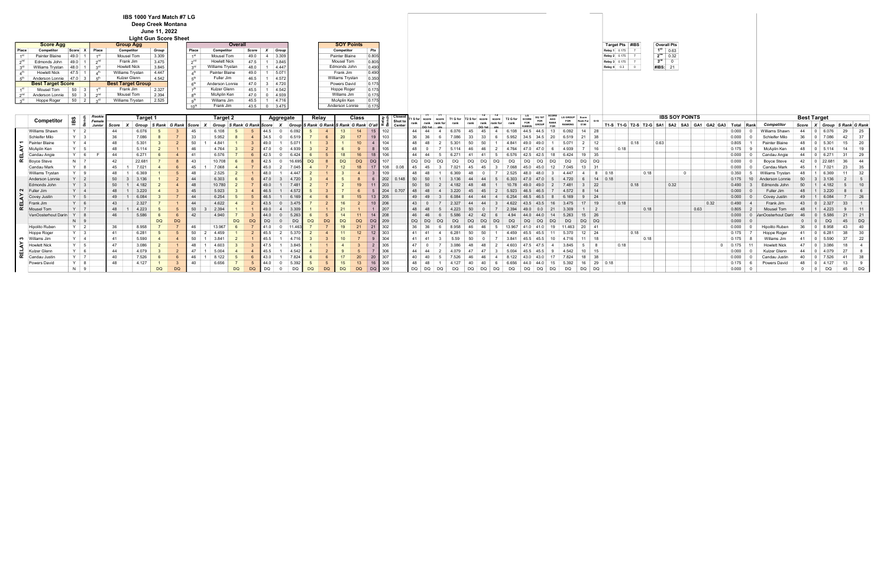# IBS 1000 Yard Match #7 LG

**Deep Creek Montana**

**June 11, 2022**

**Light Gun Score Sheet**

| Score Agg | | | |
|---|---|---|---|
| Place | Competitor | Score | X |
| 1st | Painter Blaine | 49.0 | 1 |
| 2nd | Edmonds John | 49.0 | 1 |
| 3rd | Williams Trystan | 48.0 | 1 |
| 4th | Howlett Nick | 47.5 | 1 |
| 5th | Anderson Lonnie | 47.0 | 3 |
| **Best Target Score** | | | |
| 1st | Mousel Tom | 50 | 3 |
| 2nd | Anderson Lonnie | 50 | 3 |
| 3rd | Hoppe Roger | 50 | 2 |

| Group Agg | | |
|---|---|---|
| Place | Competitor | Group |
| 1st | Mousel Tom | 3.309 |
| 2nd | Frank Jim | 3.475 |
| 3rd | Howlett Nick | 3.845 |
| 4th | Williams Trystan | 4.447 |
| 5th | Kulzer Glenn | 4.542 |
| **Best Target Group** | | |
| 1st | Frank Jim | 2.327 |
| 2nd | Mousel Tom | 2.394 |
| 3rd | Williams Trystan | 2.525 |

| Overall | | | | |
|---|---|---|---|---|
| Place | Competitor | Score | X | Group |
| 1st | Mousel Tom | 49.0 | 4 | 3.309 |
| 2nd | Howlett Nick | 47.5 | 1 | 3.845 |
| 3rd | Williams Trystan | 48.0 | 1 | 4.447 |
| 4th | Painter Blaine | 49.0 | 1 | 5.071 |
| 5th | Fuller Jim | 46.5 | 1 | 4.572 |
| 6th | Anderson Lonnie | 47.0 | 3 | 4.720 |
| 7th | Kulzer Glenn | 45.5 | 1 | 4.542 |
| 8th | McAplin Ken | 47.0 | 0 | 4.939 |
| 9th | Williams Jim | 45.5 | 1 | 4.716 |
| 10th | Frank Jim | 43.5 | 0 | 3.475 |

| SOY Points | |
|---|---|
| Competitor | Pts |
| Painter Blaine | 0.805 |
| Mousel Tom | 0.805 |
| Edmonds John | 0.490 |
| Frank Jim | 0.490 |
| Williams Trystan | 0.350 |
| Powers David | 0.175 |
| Hoppe Roger | 0.175 |
| Willams Jim | 0.175 |
| McAplin Ken | 0.175 |
| Anderson Lonnie | 0.175 |

| | Target Pts | #IBS |
|---|---|---|
| Relay 1 | 0.175 | 7 |
| Relay 2 | 0.175 | 7 |
| Relay 3 | 0.175 | 7 |
| Relay 4 | 0.0 | 0 |

| Overall Pts | |
|---|---|
| 1st | 0.63 |
| 2nd | 0.32 |
| 3rd | 0 |
| #IBS: | 21 |

| | Competitor | IBS | Bench | Rookie Female Junior | Target 1 | | | | | Target 2 | | | | | Aggregate | | | Relay | | Class | | | Relay Bench | Closest Shot to Center | T1 S for rank | T1 score rank DQ 1st | T1 score rank for pts | T1 G for rank | T2 S for rank | T2 score rank DQ 1st | T2 score rank for pts | T2 G for rank | LG SCORE FOR GROUP RANKING | DQ 1ST FOR GROUP | SCORE AGG RANK FOR | LG GROUP FOR RANKING | Score Rank For O'all | O+S | IBS SOY POINTS | | | | | | | | | | | | Best Target | | | | | |
|---|---|---|---|---|---|---|---|---|---|---|---|---|---|---|---|---|---|---|---|---|---|---|---|---|---|---|---|---|---|---|---|---|---|---|---|---|---|---|---|---|---|---|---|---|---|---|---|---|---|---|---|---|---|---|---|---|
| | | | | | Score | X | Group | S Rank | G Rank | Score | X | Group | S Rank | G Rank | Score | X | Group | S Rank | G Rank | S Rank | G Rank | O'all | | | | | | | | | | | | | | | | | T1-S | T1-G | T2-S | T2-G | SA1 | SA2 | SA3 | GA1 | GA2 | GA3 | Total | Rank | Competitor | Score | X | Group | S Rank | G Rank |
| RELAY 1 | Williams Shawn | Y | 2 | | 44 | | 6.076 | 5 | 3 | 45 | | 6.108 | 5 | 5 | 44.5 | 0 | 6.092 | 5 | 4 | 13 | 14 | 15 | 102 | | 44 | 44 | 4 | 6.076 | 45 | 45 | 4 | 6.108 | 44.5 | 44.5 | 13 | 6.092 | 14 | 28 | | | | | | | | | | | 0.000 | 0 | Williams Shawn | 44 | 0 | 6.076 | 29 | 25 |
| | Schleifer Milo | Y | 3 | | 36 | | 7.086 | 8 | 7 | 33 | | 5.952 | 8 | 4 | 34.5 | 0 | 6.519 | 7 | 6 | 20 | 17 | 19 | 103 | | 36 | 36 | 6 | 7.086 | 33 | 33 | 6 | 5.952 | 34.5 | 34.5 | 20 | 6.519 | 21 | 38 | | | | | | | | | | | 0.000 | 0 | Schleifer Milo | 36 | 0 | 7.086 | 42 | 37 |
| | Painter Blaine | Y | 4 | | 48 | | 5.301 | 3 | 2 | 50 | 1 | 4.841 | 1 | 3 | 49.0 | 1 | 5.071 | 1 | 3 | 1 | 10 | 4 | 104 | | 48 | 48 | 2 | 5.301 | 50 | 50 | 1 | 4.841 | 49.0 | 49.0 | 1 | 5.071 | 2 | 12 | | | 0.18 | | 0.63 | | | | | | 0.805 | 1 | Painter Blaine | 48 | 0 | 5.301 | 15 | 20 |
| | McAplin Ken | Y | 5 | | 48 | | 5.114 | 2 | 1 | 46 | | 4.764 | 3 | 2 | 47.0 | 0 | 4.939 | 3 | 2 | 6 | 9 | 8 | 105 | | 48 | 0 | 7 | 5.114 | 46 | 46 | 2 | 4.764 | 47.0 | 47.0 | 6 | 4.939 | 7 | 16 | | 0.18 | | | | | | | | | 0.175 | 9 | McAplin Ken | 48 | 0 | 5.114 | 14 | 19 |
| | Candau Angie | Y | 6 | F | 44 | | 6.271 | 6 | 4 | 41 | | 6.576 | 7 | 6 | 42.5 | 0 | 6.424 | 6 | 5 | 18 | 16 | 18 | 106 | | 44 | 44 | 5 | 6.271 | 41 | 41 | 5 | 6.576 | 42.5 | 42.5 | 18 | 6.424 | 19 | 35 | | | | | | | | | | | 0.000 | 0 | Candau Angie | 44 | 0 | 6.271 | 31 | 29 |
| | Boyce Steve | N | 7 | | 42 | | 22.681 | 7 | 8 | 43 | | 10.708 | 6 | 8 | 42.5 | 0 | 16.695 | DQ | 8 | DQ | DQ | DQ | 107 | | DQ | DQ | DQ | DQ | DQ | DQ | DQ | DQ | DQ | DQ | DQ | DQ | DQ | DQ | | | | | | | | | | | 0.000 | 0 | Boyce Steve | 42 | 0 | 22.681 | 36 | 44 |
| | Candau Mark | Y | 8 | | 45 | 1 | 7.021 | 4 | 6 | 45 | 1 | 7.068 | 4 | 7 | 45.0 | 2 | 7.045 | 4 | 7 | 12 | 18 | 17 | 108 | 0.08 | 45 | 45 | 3 | 7.021 | 45 | 45 | 3 | 7.068 | 45.0 | 45.0 | 12 | 7.045 | 13 | 31 | | | | | | | | | | | 0.000 | 0 | Candau Mark | 45 | 1 | 7.021 | 23 | 35 |
| | Williams Trystan | Y | 9 | | 48 | 1 | 6.369 | 1 | 5 | 48 | | 2.525 | 2 | 1 | 48.0 | 1 | 4.447 | 2 | 1 | 3 | 4 | 3 | 109 | | 48 | 48 | 1 | 6.369 | 48 | 0 | 7 | 2.525 | 48.0 | 48.0 | 3 | 4.447 | 4 | 8 | 0.18 | | | 0.18 | | | 0 | | | | 0.350 | 5 | Williams Trystan | 48 | 1 | 6.369 | 11 | 32 |
| RELAY 2 | Anderson Lonnie | Y | 2 | | 50 | 3 | 3.136 | 1 | 2 | 44 | | 6.303 | 6 | 6 | 47.0 | 3 | 4.720 | 3 | 4 | 5 | 8 | 6 | 202 | 0.148 | 50 | 50 | 1 | 3.136 | 44 | 44 | 5 | 6.303 | 47.0 | 47.0 | 5 | 4.720 | 6 | 14 | 0.18 | | | | | | | | | | 0.175 | 10 | Anderson Lonnie | 50 | 3 | 3.136 | 2 | 5 |
| | Edmonds John | Y | 3 | | 50 | 1 | 4.182 | 2 | 4 | 48 | | 10.780 | 2 | 7 | 49.0 | 1 | 7.481 | 2 | 7 | 2 | 19 | 11 | 203 | | 50 | 50 | 2 | 4.182 | 48 | 48 | 1 | 10.78 | 49.0 | 49.0 | 2 | 7.481 | 3 | 22 | | | 0.18 | | | 0.32 | | | | | 0.490 | 3 | Edmonds John | 50 | 1 | 4.182 | 5 | 10 |
| | Fuller Jim | Y | 4 | | 48 | 1 | 3.220 | 4 | 3 | 45 | | 5.923 | 3 | 3 | 46.5 | 1 | 4.572 | 5 | 3 | 7 | 6 | 5 | 204 | 0.707 | 48 | 48 | 4 | 3.220 | 45 | 45 | 2 | 5.923 | 46.5 | 46.5 | 7 | 4.572 | 8 | 14 | | | | | | | | | | | 0.000 | 0 | Fuller Jim | 48 | 1 | 3.220 | 8 | 6 |
| | Covey Justin | Y | 5 | | 49 | 1 | 6.084 | 3 | 7 | 44 | | 6.254 | 5 | 5 | 46.5 | 1 | 6.169 | 4 | 6 | 8 | 15 | 13 | 205 | | 49 | 49 | 3 | 6.084 | 44 | 44 | 4 | 6.254 | 46.5 | 46.5 | 8 | 6.169 | 9 | 24 | | | | | | | | | | | 0.000 | 0 | Covey Justin | 49 | 1 | 6.084 | 7 | 26 |
| | Frank Jim | Y | 6 | | 43 | | 2.327 | 7 | 1 | 44 | | 4.622 | 4 | 2 | 43.5 | 0 | 3.475 | 7 | 2 | 16 | 2 | 10 | 206 | | 43 | 0 | 7 | 2.327 | 44 | 44 | 3 | 4.622 | 43.5 | 43.5 | 16 | 3.475 | 17 | 19 | | 0.18 | | | | | | | 0.32 | | 0.490 | 4 | Frank Jim | 43 | 0 | 2.327 | 33 | 1 |
| | Mousel Tom | Y | 7 | | 48 | 1 | 4.223 | 5 | 5 | 50 | 3 | 2.394 | 1 | 1 | 49.0 | 4 | 3.309 | 1 | 1 | 21 | 1 | 1 | 207 | | 48 | 48 | 5 | 4.223 | 50 | 0 | 7 | 2.394 | 49.0 | 0.0 | 21 | 3.309 | 1 | 2 | | | | 0.18 | | | | 0.63 | | | 0.805 | 2 | Mousel Tom | 48 | 1 | 4.223 | 9 | 11 |
| | VanOosterhout Darin | Y | 8 | | 46 | | 5.586 | 6 | 6 | 42 | | 4.940 | 7 | 3 | 44.0 | 0 | 5.263 | 6 | 5 | 14 | 11 | 14 | 208 | | 46 | 46 | 6 | 5.586 | 42 | 42 | 6 | 4.94 | 44.0 | 44.0 | 14 | 5.263 | 15 | 26 | | | | | | | | | | | 0.000 | 0 | VanOosterhout Darin | 46 | 0 | 5.586 | 21 | 21 |
| | | N | 9 | | | | | DQ | DQ | | | | DQ | DQ | DQ | 0 | DQ | DQ | DQ | DQ | DQ | DQ | 209 | | DQ | DQ | DQ | DQ | DQ | DQ | DQ | DQ | DQ | DQ | DQ | DQ | DQ | DQ | | | | | | | | | | | 0.000 | 0 | | 0 | 0 | DQ | 45 | DQ |
| RELAY 3 | Hipolito Ruben | Y | 2 | | 36 | | 8.958 | 7 | 7 | 46 | | 13.967 | 6 | 7 | 41.0 | 0 | 11.463 | 7 | 7 | 19 | 21 | 21 | 302 | | 36 | 36 | 6 | 8.958 | 46 | 46 | 3 | 13.967 | 41.0 | 41.0 | 19 | 11.463 | 20 | 41 | | | | | | | | | | | 0.000 | 0 | Hipolito Ruben | 36 | 0 | 8.958 | 43 | 40 |
| | Hoppe Roger | Y | 3 | | 41 | | 6.281 | 5 | 5 | 50 | 2 | 4.459 | 1 | 2 | 45.5 | 2 | 5.370 | 2 | 4 | 11 | 12 | 12 | 303 | | 41 | 41 | 4 | 6.281 | 50 | 50 | 1 | 4.459 | 45.5 | 45.5 | 11 | 5.370 | 12 | 24 | | | 0.18 | | | | | | | | 0.175 | 7 | Hoppe Roger | 41 | 0 | 6.281 | 38 | 30 |
| | Willams Jim | Y | 4 | | 41 | | 5.590 | 4 | 4 | 50 | 1 | 3.841 | 2 | 1 | 45.5 | 1 | 4.716 | 3 | 3 | 10 | 7 | 9 | 304 | | 41 | 41 | 3 | 5.59 | 50 | 0 | 7 | 3.841 | 45.5 | 45.5 | 10 | 4.716 | 11 | 18 | | | | 0.18 | | | | | | | 0.175 | 8 | Willams Jim | 41 | 0 | 5.590 | 37 | 22 |
| | Howlett Nick | Y | 5 | | 47 | | 3.086 | 2 | 1 | 48 | 1 | 4.603 | 3 | 3 | 47.5 | 1 | 3.845 | 1 | 1 | 4 | 3 | 2 | 305 | | 47 | 0 | 7 | 3.086 | 48 | 48 | 2 | 4.603 | 47.5 | 47.5 | 4 | 3.845 | 5 | 8 | | 0.18 | | | | | | | | 0 | 0.175 | 11 | Howlett Nick | 47 | 0 | 3.086 | 18 | 4 |
| | Kulzer Glenn | Y | 6 | | 44 | | 4.079 | 3 | 2 | 47 | 1 | 5.004 | 4 | 4 | 45.5 | 1 | 4.542 | 4 | 2 | 9 | 5 | 7 | 306 | | 44 | 44 | 2 | 4.079 | 47 | 47 | 3 | 5.004 | 45.5 | 45.5 | 9 | 4.542 | 10 | 15 | | | | | | | | | | | 0.000 | 0 | Kulzer Glenn | 44 | 0 | 4.079 | 27 | 8 |
| | Candau Justin | Y | 7 | | 40 | | 7.526 | 6 | 6 | 46 | 1 | 8.122 | 5 | 6 | 43.0 | 1 | 7.824 | 6 | 6 | 17 | 20 | 20 | 307 | | 40 | 40 | 5 | 7.526 | 46 | 46 | 4 | 8.122 | 43.0 | 43.0 | 17 | 7.824 | 18 | 38 | | | | | | | | | | | 0.000 | 0 | Candau Justin | 40 | 0 | 7.526 | 41 | 38 |
| | Powers David | Y | 8 | | 48 | | 4.127 | 1 | 3 | 40 | | 6.656 | 7 | 5 | 44.0 | 0 | 5.392 | 5 | 5 | 15 | 13 | 16 | 308 | | 48 | 48 | 1 | 4.127 | 40 | 40 | 6 | 6.656 | 44.0 | 44.0 | 15 | 5.392 | 16 | 29 | 0.18 | | | | | | | | | | 0.175 | 6 | Powers David | 48 | 0 | 4.127 | 13 | 9 |
| | | N | 9 | | | | | DQ | DQ | | | | DQ | DQ | DQ | 0 | DQ | DQ | DQ | DQ | DQ | DQ | 309 | | DQ | DQ | DQ | DQ | DQ | DQ | DQ | DQ | DQ | DQ | DQ | DQ | DQ | DQ | | | | | | | | | | | 0.000 | 0 | | 0 | 0 | DQ | 45 | DQ |